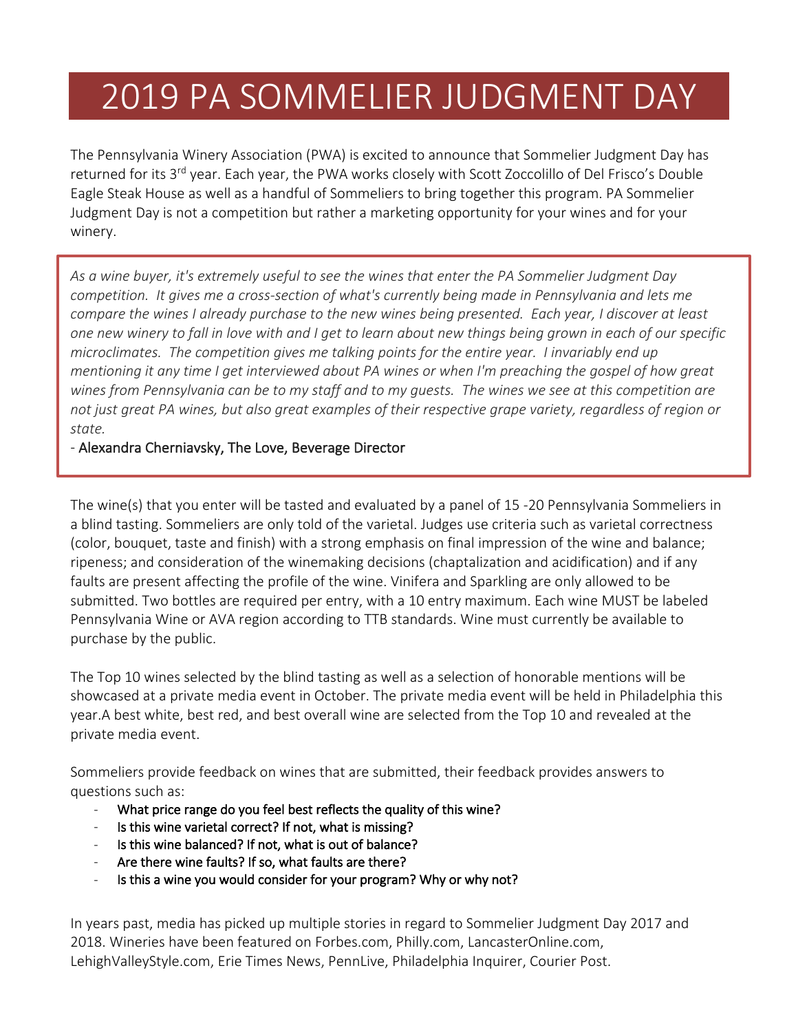# 2019 PA SOMMELIER JUDGMENT DAY

The Pennsylvania Winery Association (PWA) is excited to announce that Sommelier Judgment Day has returned for its 3rd year. Each year, the PWA works closely with Scott Zoccolillo of Del Frisco's Double Eagle Steak House as well as a handful of Sommeliers to bring together this program. PA Sommelier Judgment Day is not a competition but rather a marketing opportunity for your wines and for your winery.

> *As a wine buyer, it's extremely useful to see the wines that enter the PA Sommelier Judgment Day competition. It gives me a cross-section of what's currently being made in Pennsylvania and lets me compare the wines I already purchase to the new wines being presented. Each year, I discover at least one new winery to fall in love with and I get to learn about new things being grown in each of our specific microclimates. The competition gives me talking points for the entire year. I invariably end up mentioning it any time I get interviewed about PA wines or when I'm preaching the gospel of how great wines from Pennsylvania can be to my staff and to my guests. The wines we see at this competition are not just great PA wines, but also great examples of their respective grape variety, regardless of region or state.*
>
> \- Alexandra Cherniavsky, The Love, Beverage Director

The wine(s) that you enter will be tasted and evaluated by a panel of 15 -20 Pennsylvania Sommeliers in a blind tasting. Sommeliers are only told of the varietal. Judges use criteria such as varietal correctness (color, bouquet, taste and finish) with a strong emphasis on final impression of the wine and balance; ripeness; and consideration of the winemaking decisions (chaptalization and acidification) and if any faults are present affecting the profile of the wine. Vinifera and Sparkling are only allowed to be submitted. Two bottles are required per entry, with a 10 entry maximum. Each wine MUST be labeled Pennsylvania Wine or AVA region according to TTB standards. Wine must currently be available to purchase by the public.

The Top 10 wines selected by the blind tasting as well as a selection of honorable mentions will be showcased at a private media event in October. The private media event will be held in Philadelphia this year.A best white, best red, and best overall wine are selected from the Top 10 and revealed at the private media event.

Sommeliers provide feedback on wines that are submitted, their feedback provides answers to questions such as:

- What price range do you feel best reflects the quality of this wine?
- Is this wine varietal correct? If not, what is missing?
- Is this wine balanced? If not, what is out of balance?
- Are there wine faults? If so, what faults are there?
- Is this a wine you would consider for your program? Why or why not?

In years past, media has picked up multiple stories in regard to Sommelier Judgment Day 2017 and 2018. Wineries have been featured on Forbes.com, Philly.com, LancasterOnline.com, LehighValleyStyle.com, Erie Times News, PennLive, Philadelphia Inquirer, Courier Post.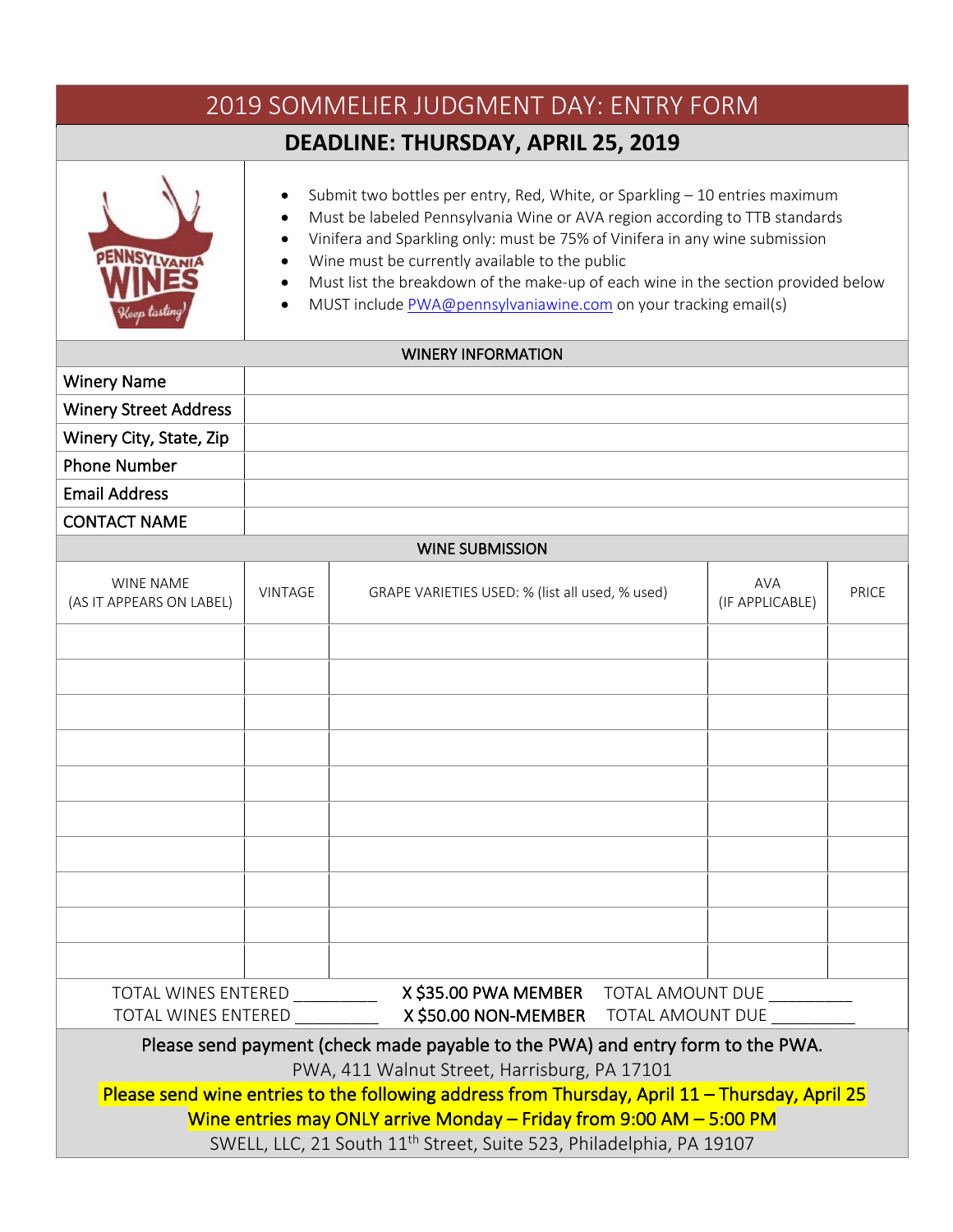# 2019 SOMMELIER JUDGMENT DAY: ENTRY FORM

## DEADLINE: THURSDAY, APRIL 25, 2019

- Submit two bottles per entry, Red, White, or Sparkling – 10 entries maximum
- Must be labeled Pennsylvania Wine or AVA region according to TTB standards
- Vinifera and Sparkling only: must be 75% of Vinifera in any wine submission
- Wine must be currently available to the public
- Must list the breakdown of the make-up of each wine in the section provided below
- MUST include PWA@pennsylvaniawine.com on your tracking email(s)

**WINERY INFORMATION**

| | |
|---|---|
| Winery Name | |
| Winery Street Address | |
| Winery City, State, Zip | |
| Phone Number | |
| Email Address | |
| CONTACT NAME | |

**WINE SUBMISSION**

| WINE NAME (AS IT APPEARS ON LABEL) | VINTAGE | GRAPE VARIETIES USED: % (list all used, % used) | AVA (IF APPLICABLE) | PRICE |
|---|---|---|---|---|
| | | | | |
| | | | | |
| | | | | |
| | | | | |
| | | | | |
| | | | | |
| | | | | |
| | | | | |
| | | | | |
| | | | | |

TOTAL WINES ENTERED _________ X $35.00 PWA MEMBER TOTAL AMOUNT DUE _________

TOTAL WINES ENTERED _________ X $50.00 NON-MEMBER TOTAL AMOUNT DUE _________

Please send payment (check made payable to the PWA) and entry form to the PWA.

PWA, 411 Walnut Street, Harrisburg, PA 17101

Please send wine entries to the following address from Thursday, April 11 – Thursday, April 25

Wine entries may ONLY arrive Monday – Friday from 9:00 AM – 5:00 PM

SWELL, LLC, 21 South 11th Street, Suite 523, Philadelphia, PA 19107